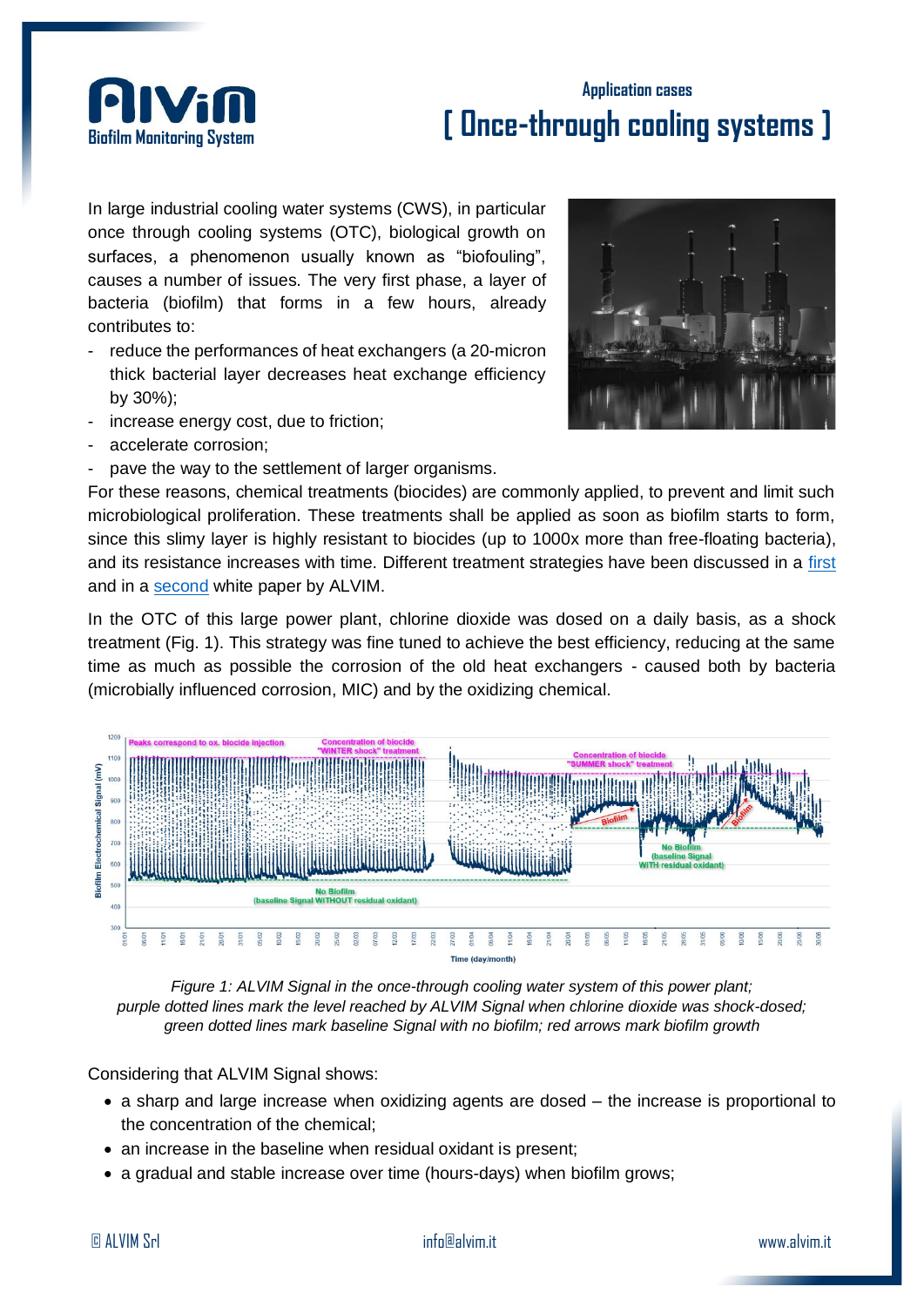## Application cases

# [ Once-through cooling systems ]

In large industrial cooling water systems (CWS), in particular once through cooling systems (OTC), biological growth on surfaces, a phenomenon usually known as "biofouling", causes a number of issues. The very first phase, a layer of bacteria (biofilm) that forms in a few hours, already contributes to:

- reduce the performances of heat exchangers (a 20-micron thick bacterial layer decreases heat exchange efficiency by 30%);
- increase energy cost, due to friction;
- accelerate corrosion;
- pave the way to the settlement of larger organisms.

For these reasons, chemical treatments (biocides) are commonly applied, to prevent and limit such microbiological proliferation. These treatments shall be applied as soon as biofilm starts to form, since this slimy layer is highly resistant to biocides (up to 1000x more than free-floating bacteria), and its resistance increases with time. Different treatment strategies have been discussed in a first and in a second white paper by ALVIM.

In the OTC of this large power plant, chlorine dioxide was dosed on a daily basis, as a shock treatment (Fig. 1). This strategy was fine tuned to achieve the best efficiency, reducing at the same time as much as possible the corrosion of the old heat exchangers - caused both by bacteria (microbially influenced corrosion, MIC) and by the oxidizing chemical.

*Figure 1: ALVIM Signal in the once-through cooling water system of this power plant; purple dotted lines mark the level reached by ALVIM Signal when chlorine dioxide was shock-dosed; green dotted lines mark baseline Signal with no biofilm; red arrows mark biofilm growth*

Considering that ALVIM Signal shows:

- a sharp and large increase when oxidizing agents are dosed – the increase is proportional to the concentration of the chemical;
- an increase in the baseline when residual oxidant is present;
- a gradual and stable increase over time (hours-days) when biofilm grows;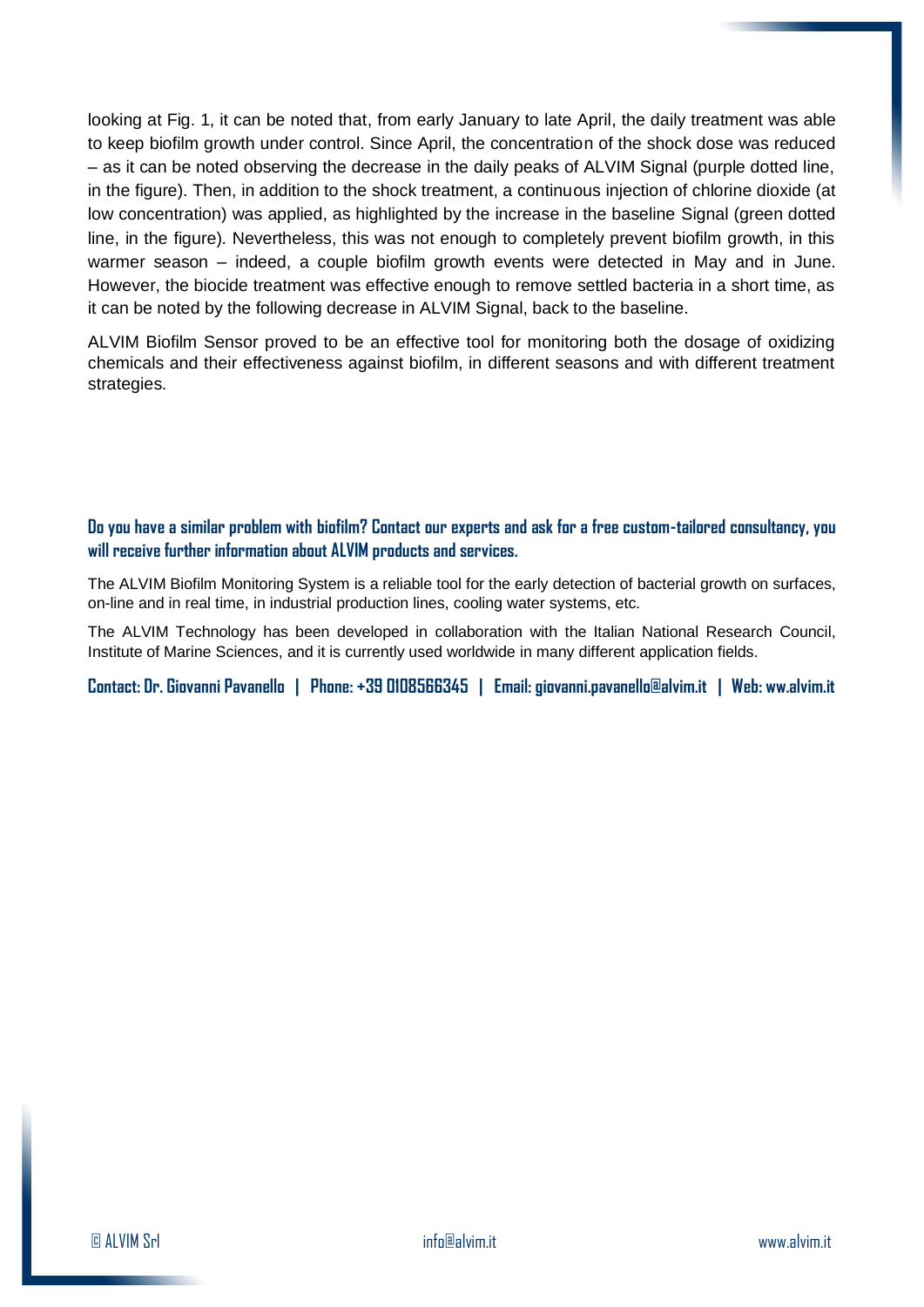looking at Fig. 1, it can be noted that, from early January to late April, the daily treatment was able to keep biofilm growth under control. Since April, the concentration of the shock dose was reduced – as it can be noted observing the decrease in the daily peaks of ALVIM Signal (purple dotted line, in the figure). Then, in addition to the shock treatment, a continuous injection of chlorine dioxide (at low concentration) was applied, as highlighted by the increase in the baseline Signal (green dotted line, in the figure). Nevertheless, this was not enough to completely prevent biofilm growth, in this warmer season – indeed, a couple biofilm growth events were detected in May and in June. However, the biocide treatment was effective enough to remove settled bacteria in a short time, as it can be noted by the following decrease in ALVIM Signal, back to the baseline.

ALVIM Biofilm Sensor proved to be an effective tool for monitoring both the dosage of oxidizing chemicals and their effectiveness against biofilm, in different seasons and with different treatment strategies.

**Do you have a similar problem with biofilm? Contact our experts and ask for a free custom-tailored consultancy, you will receive further information about ALVIM products and services.**

The ALVIM Biofilm Monitoring System is a reliable tool for the early detection of bacterial growth on surfaces, on-line and in real time, in industrial production lines, cooling water systems, etc.

The ALVIM Technology has been developed in collaboration with the Italian National Research Council, Institute of Marine Sciences, and it is currently used worldwide in many different application fields.

**Contact: Dr. Giovanni Pavanello | Phone: +39 0108566345 | Email: giovanni.pavanello@alvim.it | Web: ww.alvim.it**